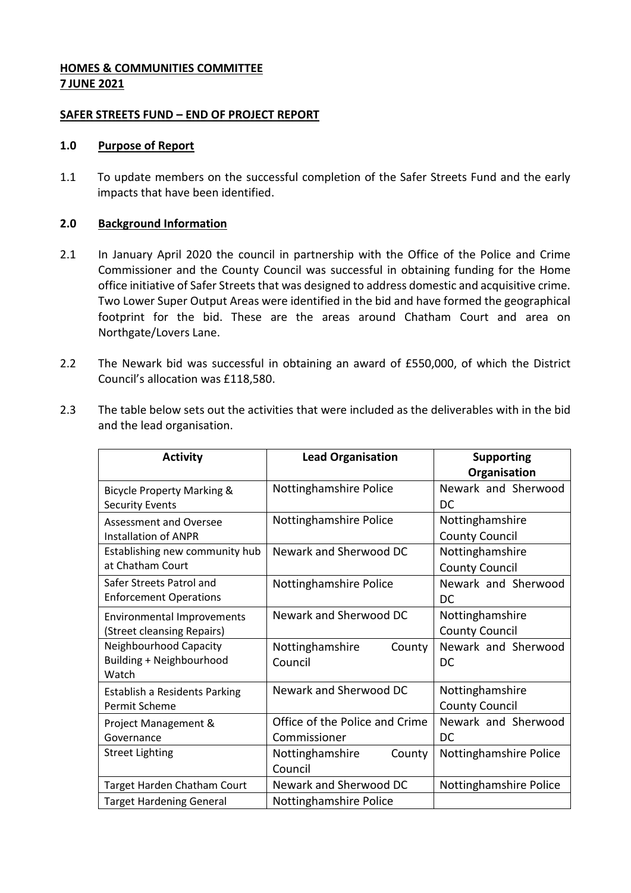**HOMES & COMMUNITIES COMMITTEE**
**7 JUNE 2021**

**SAFER STREETS FUND – END OF PROJECT REPORT**

**1.0 Purpose of Report**

1.1 To update members on the successful completion of the Safer Streets Fund and the early impacts that have been identified.

**2.0 Background Information**

2.1 In January April 2020 the council in partnership with the Office of the Police and Crime Commissioner and the County Council was successful in obtaining funding for the Home office initiative of Safer Streets that was designed to address domestic and acquisitive crime. Two Lower Super Output Areas were identified in the bid and have formed the geographical footprint for the bid. These are the areas around Chatham Court and area on Northgate/Lovers Lane.

2.2 The Newark bid was successful in obtaining an award of £550,000, of which the District Council's allocation was £118,580.

2.3 The table below sets out the activities that were included as the deliverables with in the bid and the lead organisation.

| Activity | Lead Organisation | Supporting Organisation |
|---|---|---|
| Bicycle Property Marking & Security Events | Nottinghamshire Police | Newark and Sherwood DC |
| Assessment and Oversee Installation of ANPR | Nottinghamshire Police | Nottinghamshire County Council |
| Establishing new community hub at Chatham Court | Newark and Sherwood DC | Nottinghamshire County Council |
| Safer Streets Patrol and Enforcement Operations | Nottinghamshire Police | Newark and Sherwood DC |
| Environmental Improvements (Street cleansing Repairs) | Newark and Sherwood DC | Nottinghamshire County Council |
| Neighbourhood Capacity Building + Neighbourhood Watch | Nottinghamshire County Council | Newark and Sherwood DC |
| Establish a Residents Parking Permit Scheme | Newark and Sherwood DC | Nottinghamshire County Council |
| Project Management & Governance | Office of the Police and Crime Commissioner | Newark and Sherwood DC |
| Street Lighting | Nottinghamshire County Council | Nottinghamshire Police |
| Target Harden Chatham Court | Newark and Sherwood DC | Nottinghamshire Police |
| Target Hardening General | Nottinghamshire Police | |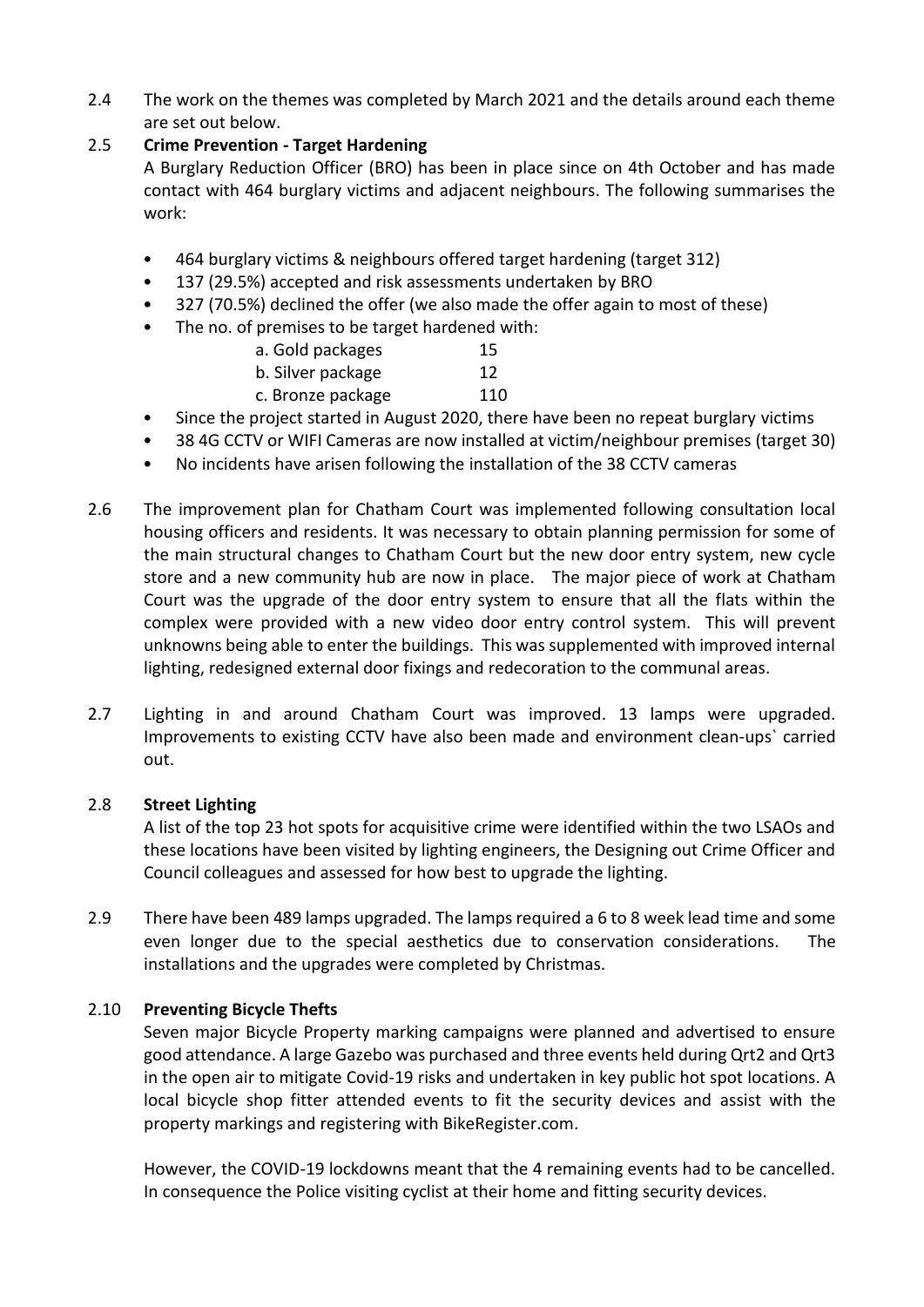2.4 The work on the themes was completed by March 2021 and the details around each theme are set out below.

2.5 **Crime Prevention - Target Hardening**

A Burglary Reduction Officer (BRO) has been in place since on 4th October and has made contact with 464 burglary victims and adjacent neighbours. The following summarises the work:

- 464 burglary victims & neighbours offered target hardening (target 312)
- 137 (29.5%) accepted and risk assessments undertaken by BRO
- 327 (70.5%) declined the offer (we also made the offer again to most of these)
- The no. of premises to be target hardened with:
  - a. Gold packages 15
  - b. Silver package 12
  - c. Bronze package 110
- Since the project started in August 2020, there have been no repeat burglary victims
- 38 4G CCTV or WIFI Cameras are now installed at victim/neighbour premises (target 30)
- No incidents have arisen following the installation of the 38 CCTV cameras

2.6 The improvement plan for Chatham Court was implemented following consultation local housing officers and residents. It was necessary to obtain planning permission for some of the main structural changes to Chatham Court but the new door entry system, new cycle store and a new community hub are now in place. The major piece of work at Chatham Court was the upgrade of the door entry system to ensure that all the flats within the complex were provided with a new video door entry control system. This will prevent unknowns being able to enter the buildings. This was supplemented with improved internal lighting, redesigned external door fixings and redecoration to the communal areas.

2.7 Lighting in and around Chatham Court was improved. 13 lamps were upgraded. Improvements to existing CCTV have also been made and environment clean-ups` carried out.

2.8 **Street Lighting**

A list of the top 23 hot spots for acquisitive crime were identified within the two LSAOs and these locations have been visited by lighting engineers, the Designing out Crime Officer and Council colleagues and assessed for how best to upgrade the lighting.

2.9 There have been 489 lamps upgraded. The lamps required a 6 to 8 week lead time and some even longer due to the special aesthetics due to conservation considerations. The installations and the upgrades were completed by Christmas.

2.10 **Preventing Bicycle Thefts**

Seven major Bicycle Property marking campaigns were planned and advertised to ensure good attendance. A large Gazebo was purchased and three events held during Qrt2 and Qrt3 in the open air to mitigate Covid-19 risks and undertaken in key public hot spot locations. A local bicycle shop fitter attended events to fit the security devices and assist with the property markings and registering with BikeRegister.com.

However, the COVID-19 lockdowns meant that the 4 remaining events had to be cancelled. In consequence the Police visiting cyclist at their home and fitting security devices.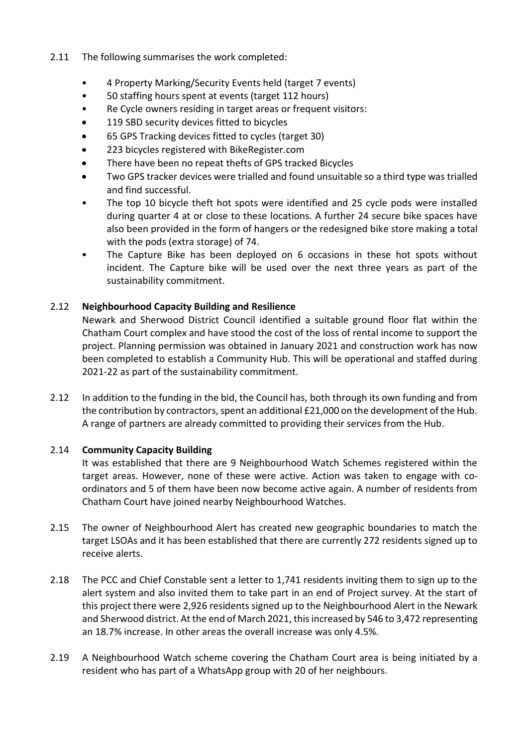2.11 The following summarises the work completed:

- 4 Property Marking/Security Events held (target 7 events)
- 50 staffing hours spent at events (target 112 hours)
- Re Cycle owners residing in target areas or frequent visitors:
- 119 SBD security devices fitted to bicycles
- 65 GPS Tracking devices fitted to cycles (target 30)
- 223 bicycles registered with BikeRegister.com
- There have been no repeat thefts of GPS tracked Bicycles
- Two GPS tracker devices were trialled and found unsuitable so a third type was trialled and find successful.
- The top 10 bicycle theft hot spots were identified and 25 cycle pods were installed during quarter 4 at or close to these locations. A further 24 secure bike spaces have also been provided in the form of hangers or the redesigned bike store making a total with the pods (extra storage) of 74.
- The Capture Bike has been deployed on 6 occasions in these hot spots without incident. The Capture bike will be used over the next three years as part of the sustainability commitment.

2.12 **Neighbourhood Capacity Building and Resilience**
Newark and Sherwood District Council identified a suitable ground floor flat within the Chatham Court complex and have stood the cost of the loss of rental income to support the project. Planning permission was obtained in January 2021 and construction work has now been completed to establish a Community Hub. This will be operational and staffed during 2021-22 as part of the sustainability commitment.

2.12 In addition to the funding in the bid, the Council has, both through its own funding and from the contribution by contractors, spent an additional £21,000 on the development of the Hub. A range of partners are already committed to providing their services from the Hub.

2.14 **Community Capacity Building**
It was established that there are 9 Neighbourhood Watch Schemes registered within the target areas. However, none of these were active. Action was taken to engage with co-ordinators and 5 of them have been now become active again. A number of residents from Chatham Court have joined nearby Neighbourhood Watches.

2.15 The owner of Neighbourhood Alert has created new geographic boundaries to match the target LSOAs and it has been established that there are currently 272 residents signed up to receive alerts.

2.18 The PCC and Chief Constable sent a letter to 1,741 residents inviting them to sign up to the alert system and also invited them to take part in an end of Project survey. At the start of this project there were 2,926 residents signed up to the Neighbourhood Alert in the Newark and Sherwood district. At the end of March 2021, this increased by 546 to 3,472 representing an 18.7% increase. In other areas the overall increase was only 4.5%.

2.19 A Neighbourhood Watch scheme covering the Chatham Court area is being initiated by a resident who has part of a WhatsApp group with 20 of her neighbours.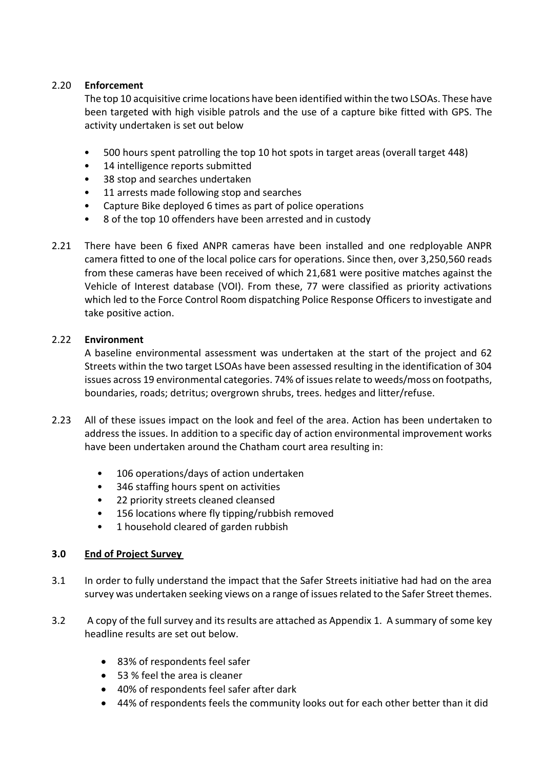2.20 **Enforcement**

The top 10 acquisitive crime locations have been identified within the two LSOAs. These have been targeted with high visible patrols and the use of a capture bike fitted with GPS. The activity undertaken is set out below

- 500 hours spent patrolling the top 10 hot spots in target areas (overall target 448)
- 14 intelligence reports submitted
- 38 stop and searches undertaken
- 11 arrests made following stop and searches
- Capture Bike deployed 6 times as part of police operations
- 8 of the top 10 offenders have been arrested and in custody

2.21 There have been 6 fixed ANPR cameras have been installed and one redployable ANPR camera fitted to one of the local police cars for operations. Since then, over 3,250,560 reads from these cameras have been received of which 21,681 were positive matches against the Vehicle of Interest database (VOI). From these, 77 were classified as priority activations which led to the Force Control Room dispatching Police Response Officers to investigate and take positive action.

2.22 **Environment**

A baseline environmental assessment was undertaken at the start of the project and 62 Streets within the two target LSOAs have been assessed resulting in the identification of 304 issues across 19 environmental categories. 74% of issues relate to weeds/moss on footpaths, boundaries, roads; detritus; overgrown shrubs, trees. hedges and litter/refuse.

2.23 All of these issues impact on the look and feel of the area. Action has been undertaken to address the issues. In addition to a specific day of action environmental improvement works have been undertaken around the Chatham court area resulting in:

- 106 operations/days of action undertaken
- 346 staffing hours spent on activities
- 22 priority streets cleaned cleansed
- 156 locations where fly tipping/rubbish removed
- 1 household cleared of garden rubbish

## 3.0 End of Project Survey

3.1 In order to fully understand the impact that the Safer Streets initiative had had on the area survey was undertaken seeking views on a range of issues related to the Safer Street themes.

3.2 A copy of the full survey and its results are attached as Appendix 1. A summary of some key headline results are set out below.

- 83% of respondents feel safer
- 53 % feel the area is cleaner
- 40% of respondents feel safer after dark
- 44% of respondents feels the community looks out for each other better than it did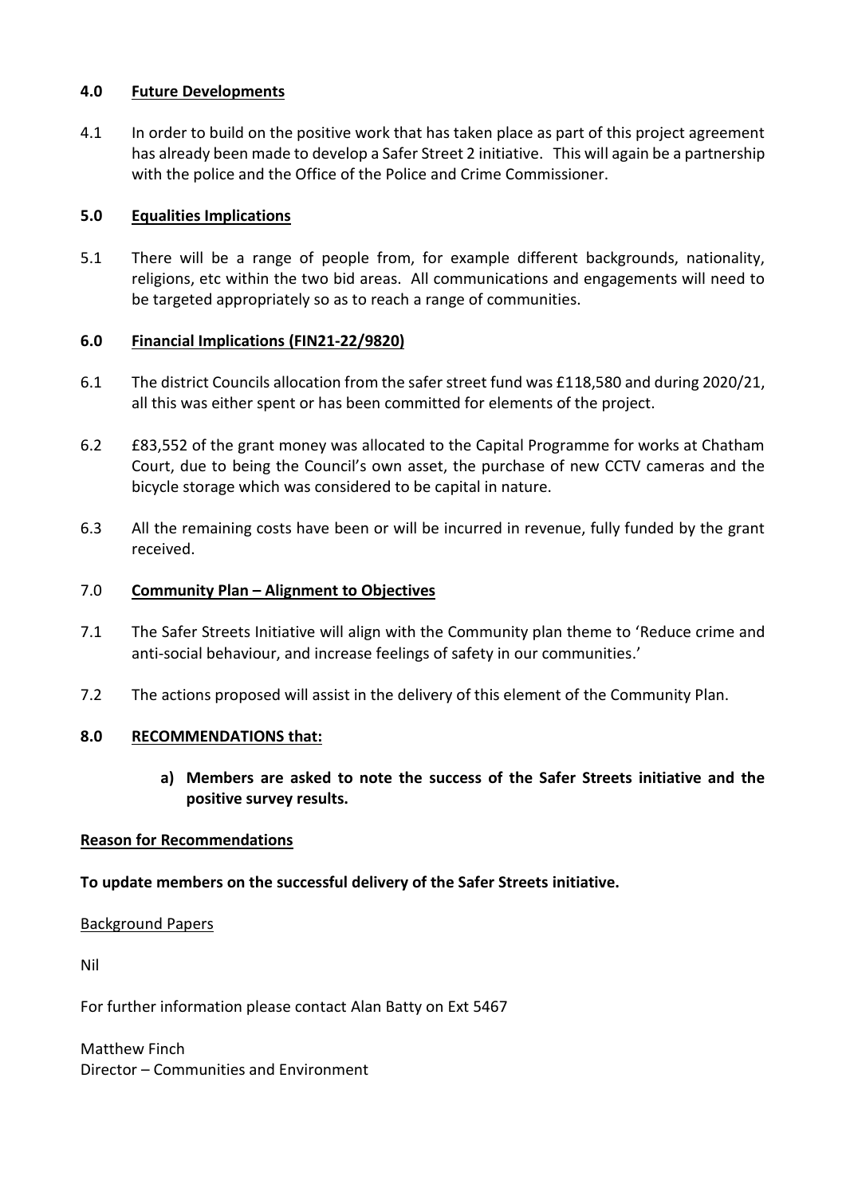## 4.0 Future Developments

4.1 In order to build on the positive work that has taken place as part of this project agreement has already been made to develop a Safer Street 2 initiative. This will again be a partnership with the police and the Office of the Police and Crime Commissioner.

## 5.0 Equalities Implications

5.1 There will be a range of people from, for example different backgrounds, nationality, religions, etc within the two bid areas. All communications and engagements will need to be targeted appropriately so as to reach a range of communities.

## 6.0 Financial Implications (FIN21-22/9820)

6.1 The district Councils allocation from the safer street fund was £118,580 and during 2020/21, all this was either spent or has been committed for elements of the project.

6.2 £83,552 of the grant money was allocated to the Capital Programme for works at Chatham Court, due to being the Council's own asset, the purchase of new CCTV cameras and the bicycle storage which was considered to be capital in nature.

6.3 All the remaining costs have been or will be incurred in revenue, fully funded by the grant received.

## 7.0 Community Plan – Alignment to Objectives

7.1 The Safer Streets Initiative will align with the Community plan theme to 'Reduce crime and anti-social behaviour, and increase feelings of safety in our communities.'

7.2 The actions proposed will assist in the delivery of this element of the Community Plan.

## 8.0 RECOMMENDATIONS that:

**a) Members are asked to note the success of the Safer Streets initiative and the positive survey results.**

## Reason for Recommendations

**To update members on the successful delivery of the Safer Streets initiative.**

Background Papers

Nil

For further information please contact Alan Batty on Ext 5467

Matthew Finch
Director – Communities and Environment